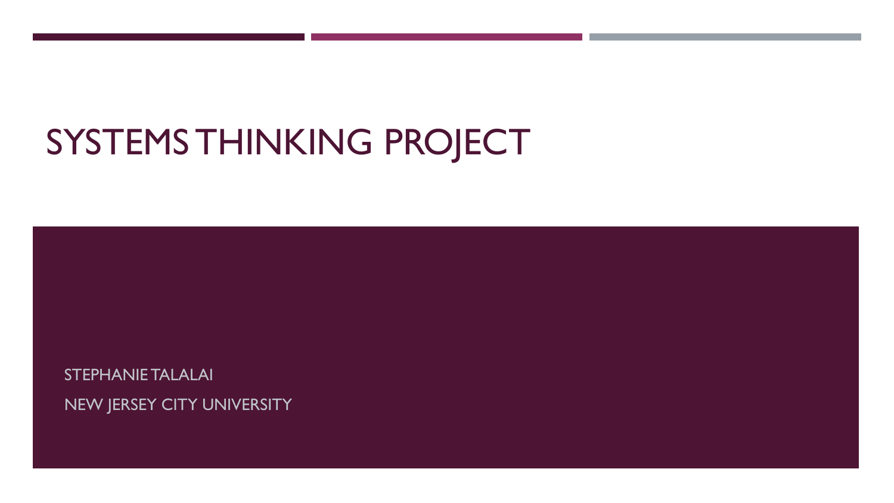# SYSTEMS THINKING PROJECT

STEPHANIE TALALAI

NEW JERSEY CITY UNIVERSITY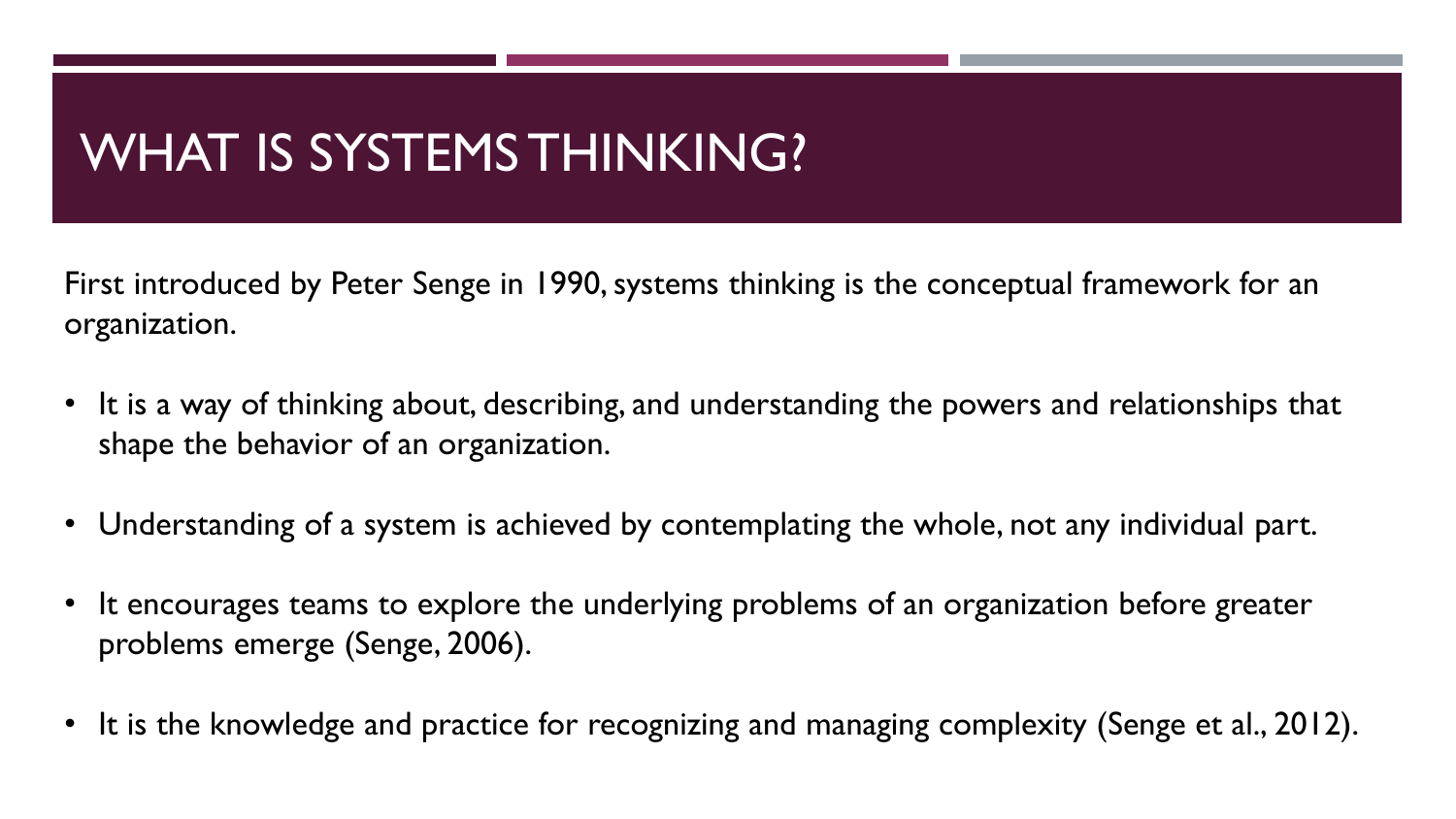# WHAT IS SYSTEMS THINKING?

First introduced by Peter Senge in 1990, systems thinking is the conceptual framework for an organization.

- It is a way of thinking about, describing, and understanding the powers and relationships that shape the behavior of an organization.
- Understanding of a system is achieved by contemplating the whole, not any individual part.
- It encourages teams to explore the underlying problems of an organization before greater problems emerge (Senge, 2006).
- It is the knowledge and practice for recognizing and managing complexity (Senge et al., 2012).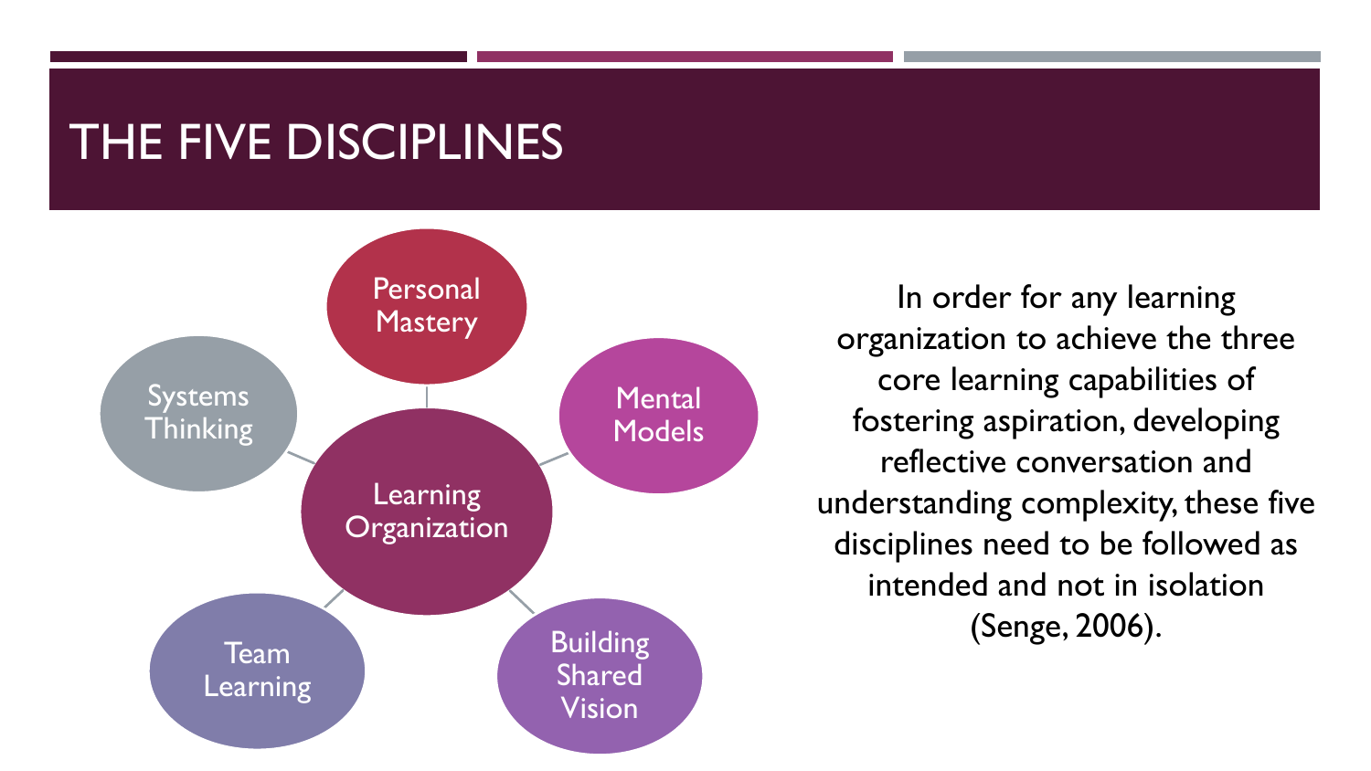# THE FIVE DISCIPLINES

- Learning Organization
  - Personal Mastery
  - Mental Models
  - Building Shared Vision
  - Team Learning
  - Systems Thinking

In order for any learning organization to achieve the three core learning capabilities of fostering aspiration, developing reflective conversation and understanding complexity, these five disciplines need to be followed as intended and not in isolation (Senge, 2006).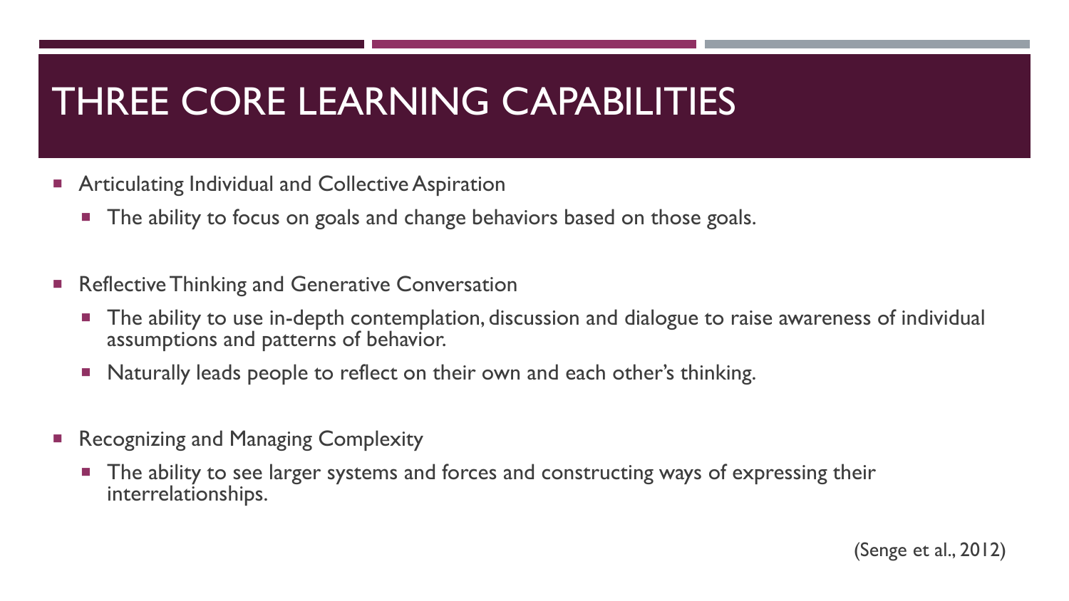# THREE CORE LEARNING CAPABILITIES

- Articulating Individual and Collective Aspiration
  - The ability to focus on goals and change behaviors based on those goals.
- Reflective Thinking and Generative Conversation
  - The ability to use in-depth contemplation, discussion and dialogue to raise awareness of individual assumptions and patterns of behavior.
  - Naturally leads people to reflect on their own and each other's thinking.
- Recognizing and Managing Complexity
  - The ability to see larger systems and forces and constructing ways of expressing their interrelationships.

(Senge et al., 2012)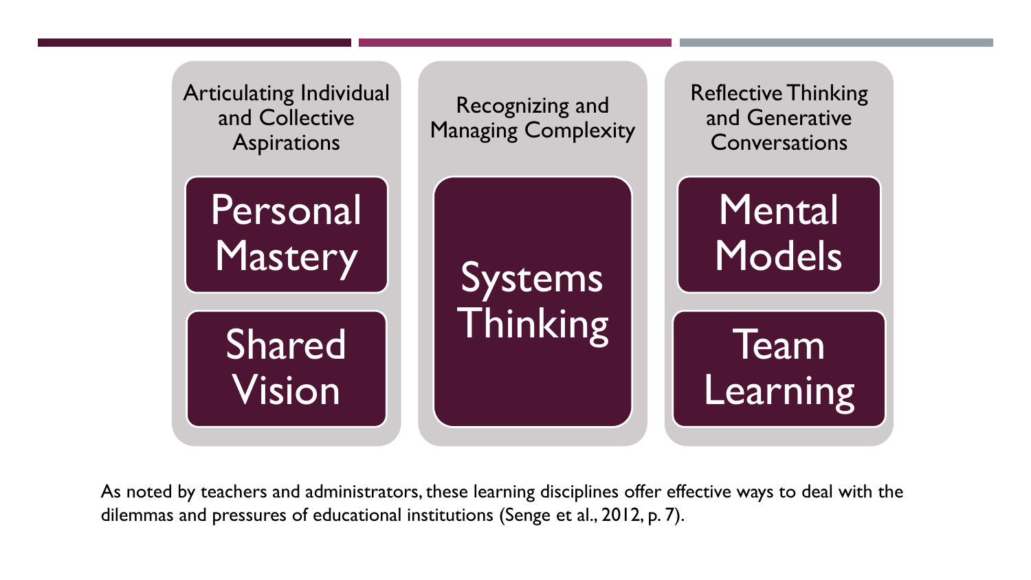| Articulating Individual and Collective Aspirations | Recognizing and Managing Complexity | Reflective Thinking and Generative Conversations |
| --- | --- | --- |
| Personal Mastery | Systems Thinking | Mental Models |
| Shared Vision | | Team Learning |

As noted by teachers and administrators, these learning disciplines offer effective ways to deal with the dilemmas and pressures of educational institutions (Senge et al., 2012, p. 7).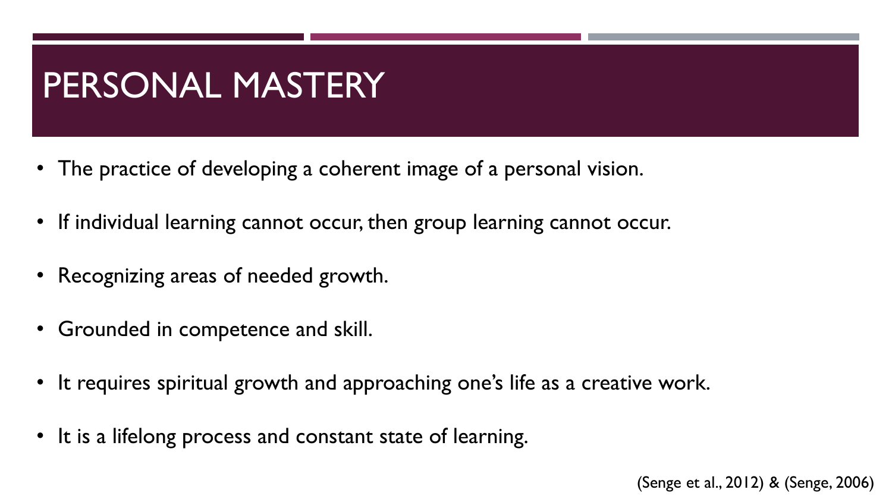# PERSONAL MASTERY

- The practice of developing a coherent image of a personal vision.
- If individual learning cannot occur, then group learning cannot occur.
- Recognizing areas of needed growth.
- Grounded in competence and skill.
- It requires spiritual growth and approaching one's life as a creative work.
- It is a lifelong process and constant state of learning.

(Senge et al., 2012) & (Senge, 2006)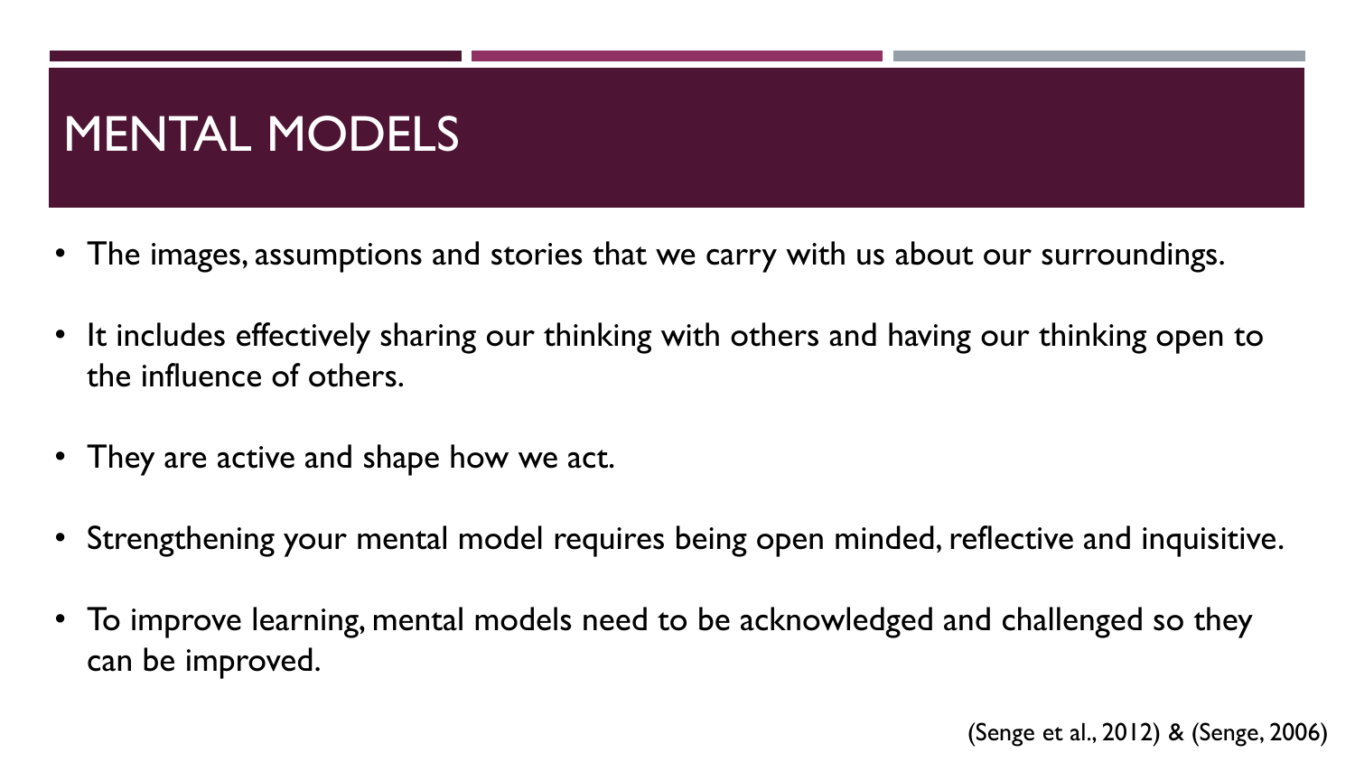# MENTAL MODELS

- The images, assumptions and stories that we carry with us about our surroundings.
- It includes effectively sharing our thinking with others and having our thinking open to the influence of others.
- They are active and shape how we act.
- Strengthening your mental model requires being open minded, reflective and inquisitive.
- To improve learning, mental models need to be acknowledged and challenged so they can be improved.

(Senge et al., 2012) & (Senge, 2006)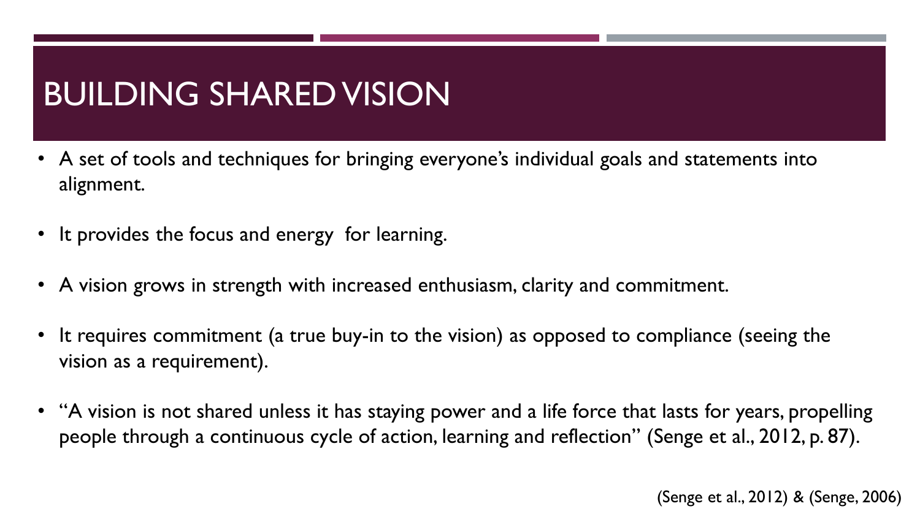# BUILDING SHARED VISION

- A set of tools and techniques for bringing everyone's individual goals and statements into alignment.
- It provides the focus and energy for learning.
- A vision grows in strength with increased enthusiasm, clarity and commitment.
- It requires commitment (a true buy-in to the vision) as opposed to compliance (seeing the vision as a requirement).
- "A vision is not shared unless it has staying power and a life force that lasts for years, propelling people through a continuous cycle of action, learning and reflection" (Senge et al., 2012, p. 87).

(Senge et al., 2012) & (Senge, 2006)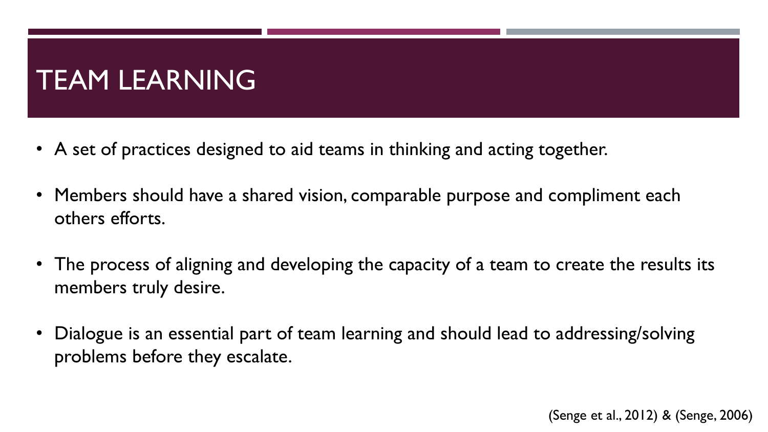# TEAM LEARNING

- A set of practices designed to aid teams in thinking and acting together.
- Members should have a shared vision, comparable purpose and compliment each others efforts.
- The process of aligning and developing the capacity of a team to create the results its members truly desire.
- Dialogue is an essential part of team learning and should lead to addressing/solving problems before they escalate.

(Senge et al., 2012) & (Senge, 2006)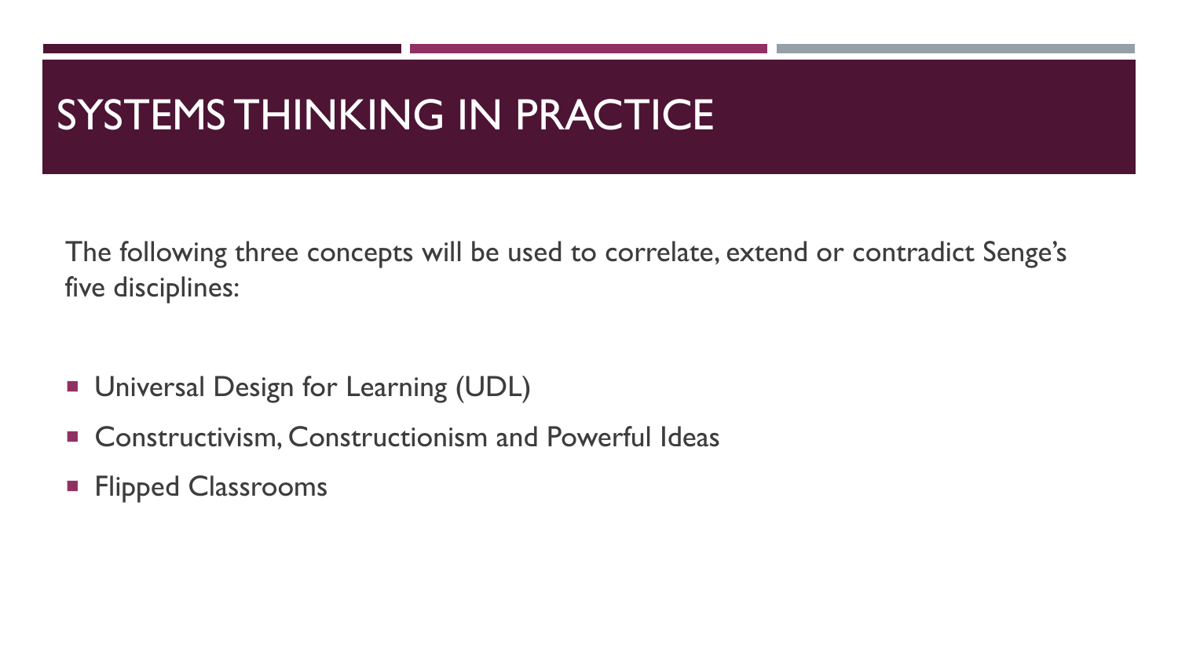# SYSTEMS THINKING IN PRACTICE

The following three concepts will be used to correlate, extend or contradict Senge's five disciplines:

- Universal Design for Learning (UDL)
- Constructivism, Constructionism and Powerful Ideas
- Flipped Classrooms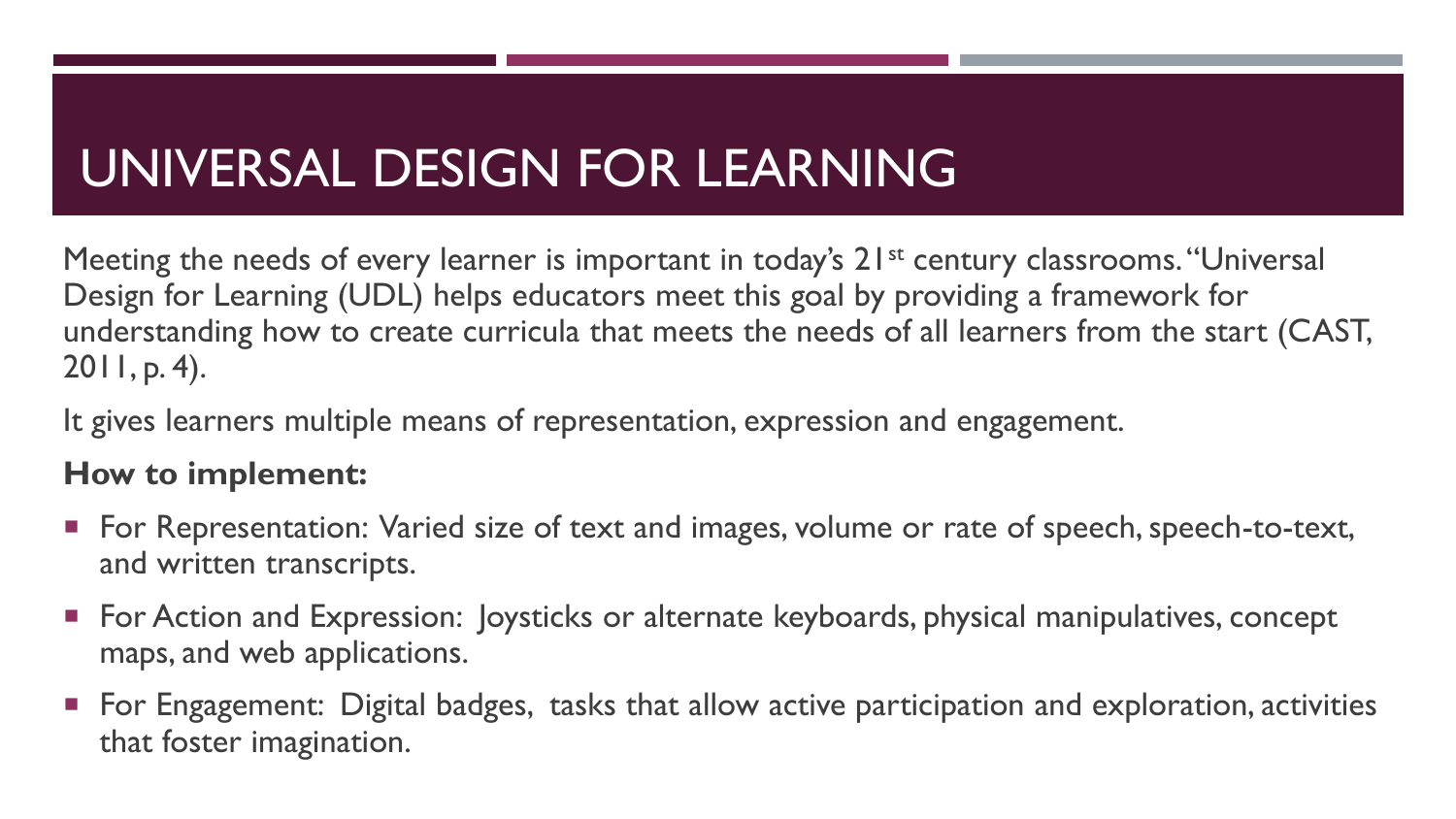# UNIVERSAL DESIGN FOR LEARNING

Meeting the needs of every learner is important in today's 21st century classrooms. "Universal Design for Learning (UDL) helps educators meet this goal by providing a framework for understanding how to create curricula that meets the needs of all learners from the start (CAST, 2011, p. 4).

It gives learners multiple means of representation, expression and engagement.

**How to implement:**

- For Representation: Varied size of text and images, volume or rate of speech, speech-to-text, and written transcripts.
- For Action and Expression: Joysticks or alternate keyboards, physical manipulatives, concept maps, and web applications.
- For Engagement: Digital badges, tasks that allow active participation and exploration, activities that foster imagination.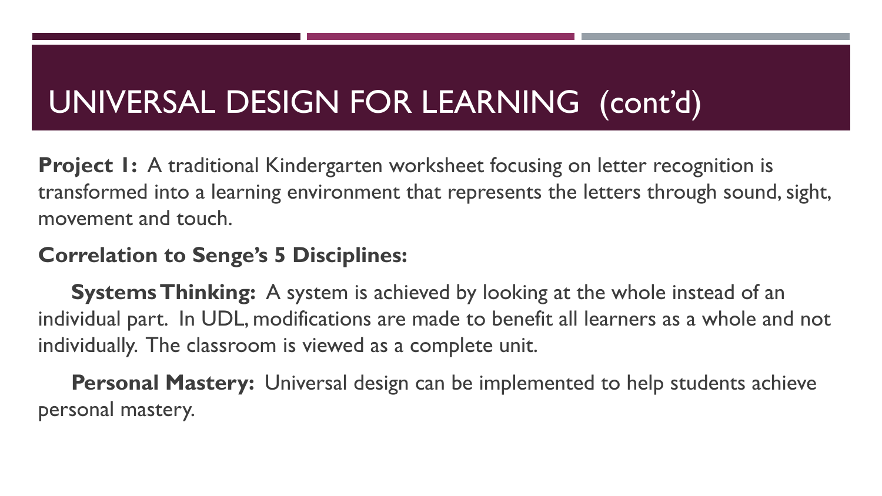# UNIVERSAL DESIGN FOR LEARNING (cont'd)

**Project 1:** A traditional Kindergarten worksheet focusing on letter recognition is transformed into a learning environment that represents the letters through sound, sight, movement and touch.

**Correlation to Senge's 5 Disciplines:**

**Systems Thinking:** A system is achieved by looking at the whole instead of an individual part. In UDL, modifications are made to benefit all learners as a whole and not individually. The classroom is viewed as a complete unit.

**Personal Mastery:** Universal design can be implemented to help students achieve personal mastery.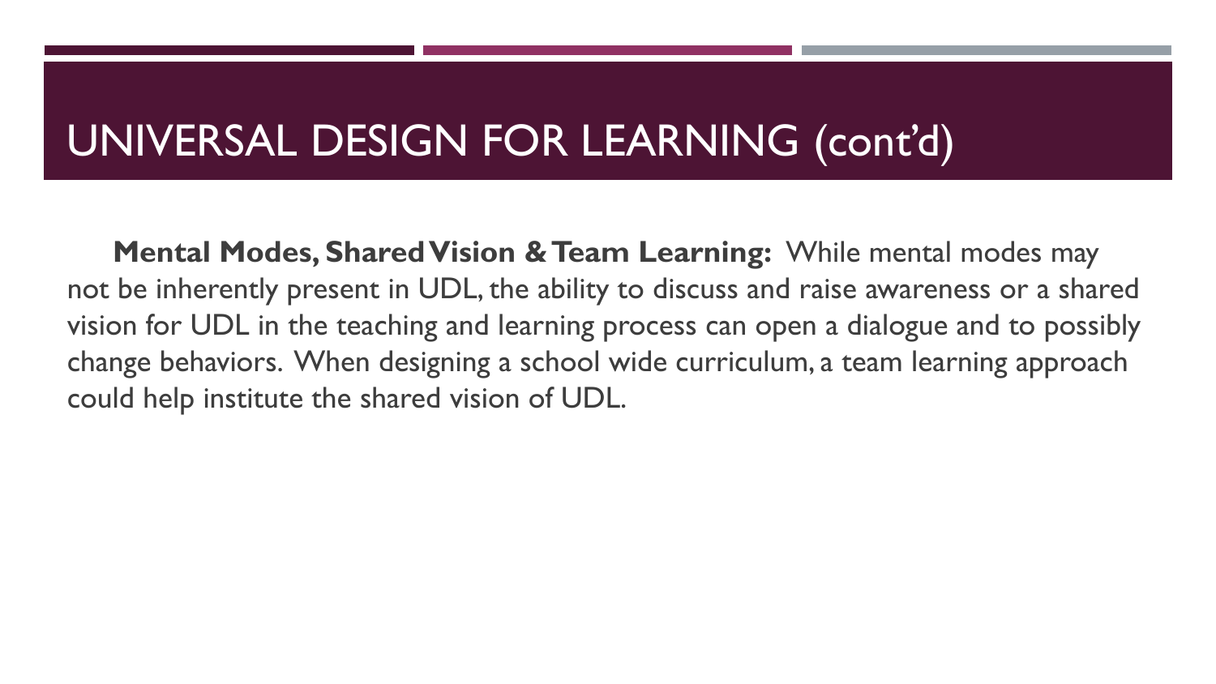# UNIVERSAL DESIGN FOR LEARNING (cont'd)

**Mental Modes, Shared Vision & Team Learning:** While mental modes may not be inherently present in UDL, the ability to discuss and raise awareness or a shared vision for UDL in the teaching and learning process can open a dialogue and to possibly change behaviors. When designing a school wide curriculum, a team learning approach could help institute the shared vision of UDL.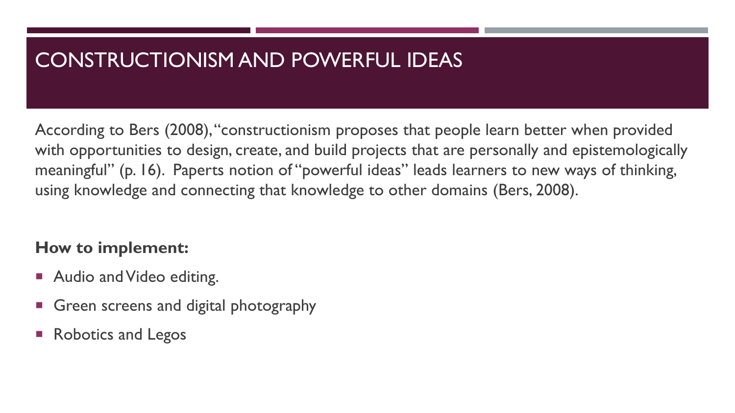# CONSTRUCTIONISM AND POWERFUL IDEAS

According to Bers (2008), "constructionism proposes that people learn better when provided with opportunities to design, create, and build projects that are personally and epistemologically meaningful" (p. 16). Paperts notion of "powerful ideas" leads learners to new ways of thinking, using knowledge and connecting that knowledge to other domains (Bers, 2008).

**How to implement:**

- Audio and Video editing.
- Green screens and digital photography
- Robotics and Legos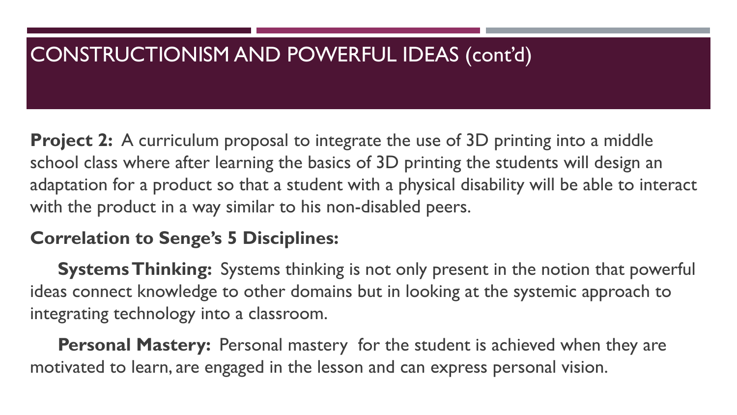# CONSTRUCTIONISM AND POWERFUL IDEAS (cont'd)

**Project 2:** A curriculum proposal to integrate the use of 3D printing into a middle school class where after learning the basics of 3D printing the students will design an adaptation for a product so that a student with a physical disability will be able to interact with the product in a way similar to his non-disabled peers.

**Correlation to Senge's 5 Disciplines:**

**Systems Thinking:** Systems thinking is not only present in the notion that powerful ideas connect knowledge to other domains but in looking at the systemic approach to integrating technology into a classroom.

**Personal Mastery:** Personal mastery for the student is achieved when they are motivated to learn, are engaged in the lesson and can express personal vision.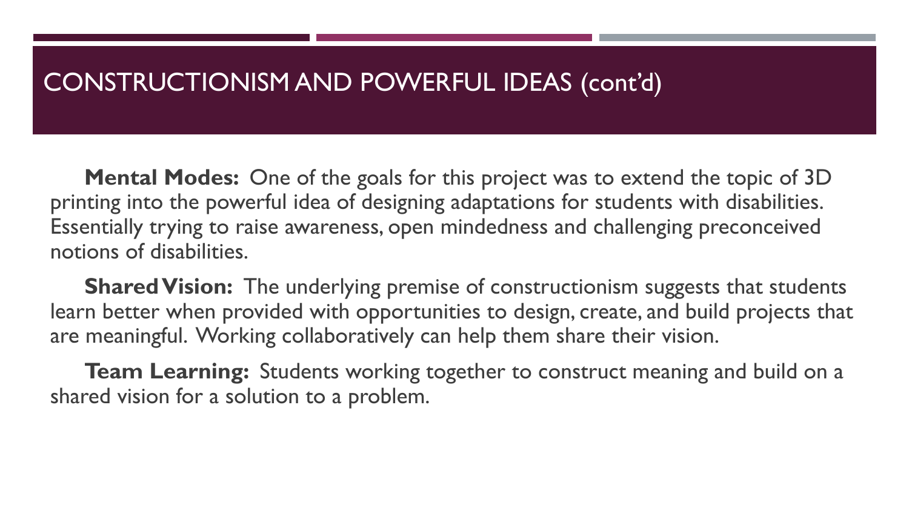# CONSTRUCTIONISM AND POWERFUL IDEAS (cont'd)

**Mental Modes:** One of the goals for this project was to extend the topic of 3D printing into the powerful idea of designing adaptations for students with disabilities. Essentially trying to raise awareness, open mindedness and challenging preconceived notions of disabilities.

**Shared Vision:** The underlying premise of constructionism suggests that students learn better when provided with opportunities to design, create, and build projects that are meaningful. Working collaboratively can help them share their vision.

**Team Learning:** Students working together to construct meaning and build on a shared vision for a solution to a problem.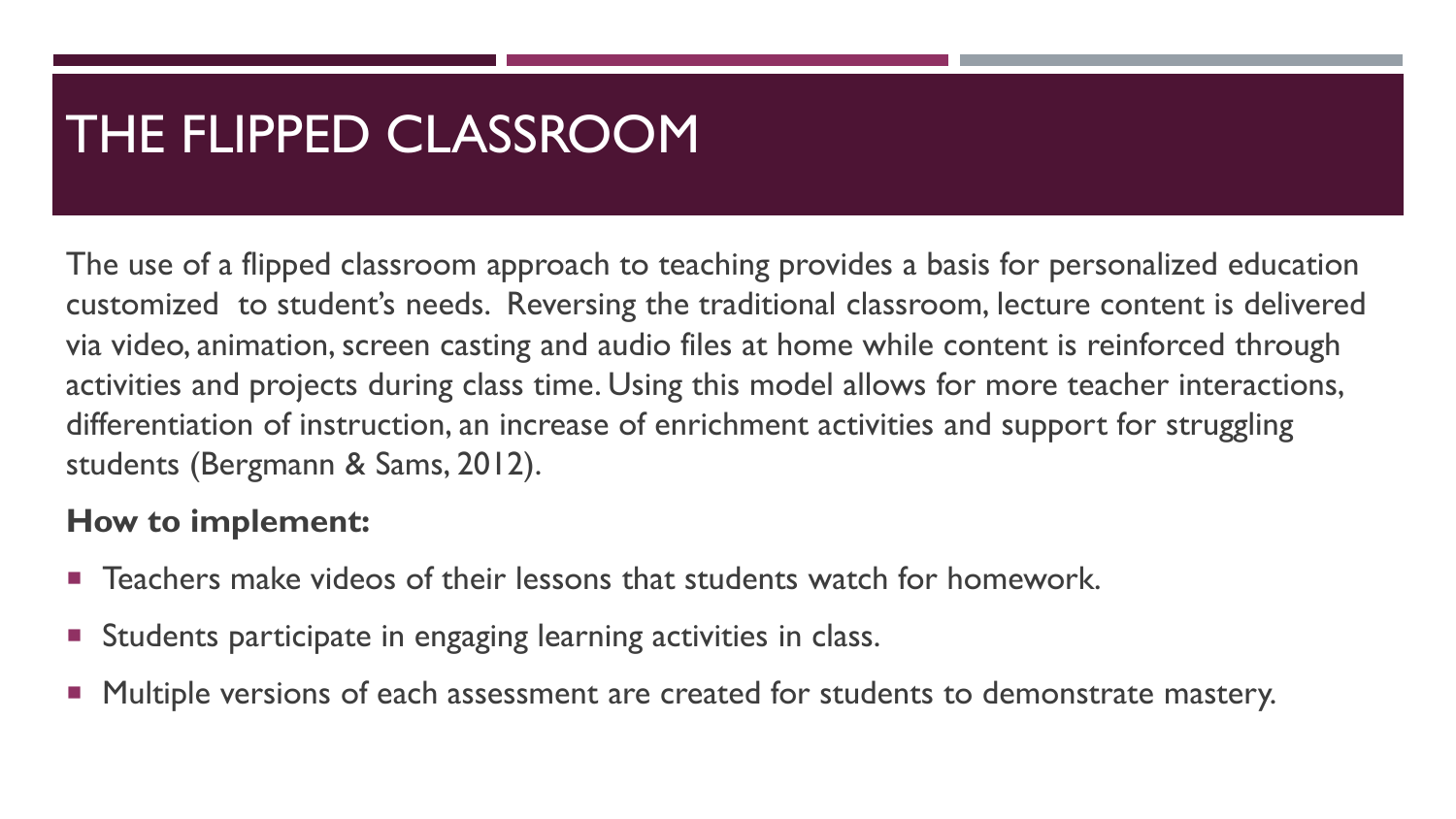# THE FLIPPED CLASSROOM

The use of a flipped classroom approach to teaching provides a basis for personalized education customized  to student's needs.  Reversing the traditional classroom, lecture content is delivered via video, animation, screen casting and audio files at home while content is reinforced through activities and projects during class time. Using this model allows for more teacher interactions, differentiation of instruction, an increase of enrichment activities and support for struggling students (Bergmann & Sams, 2012).

**How to implement:**

- Teachers make videos of their lessons that students watch for homework.
- Students participate in engaging learning activities in class.
- Multiple versions of each assessment are created for students to demonstrate mastery.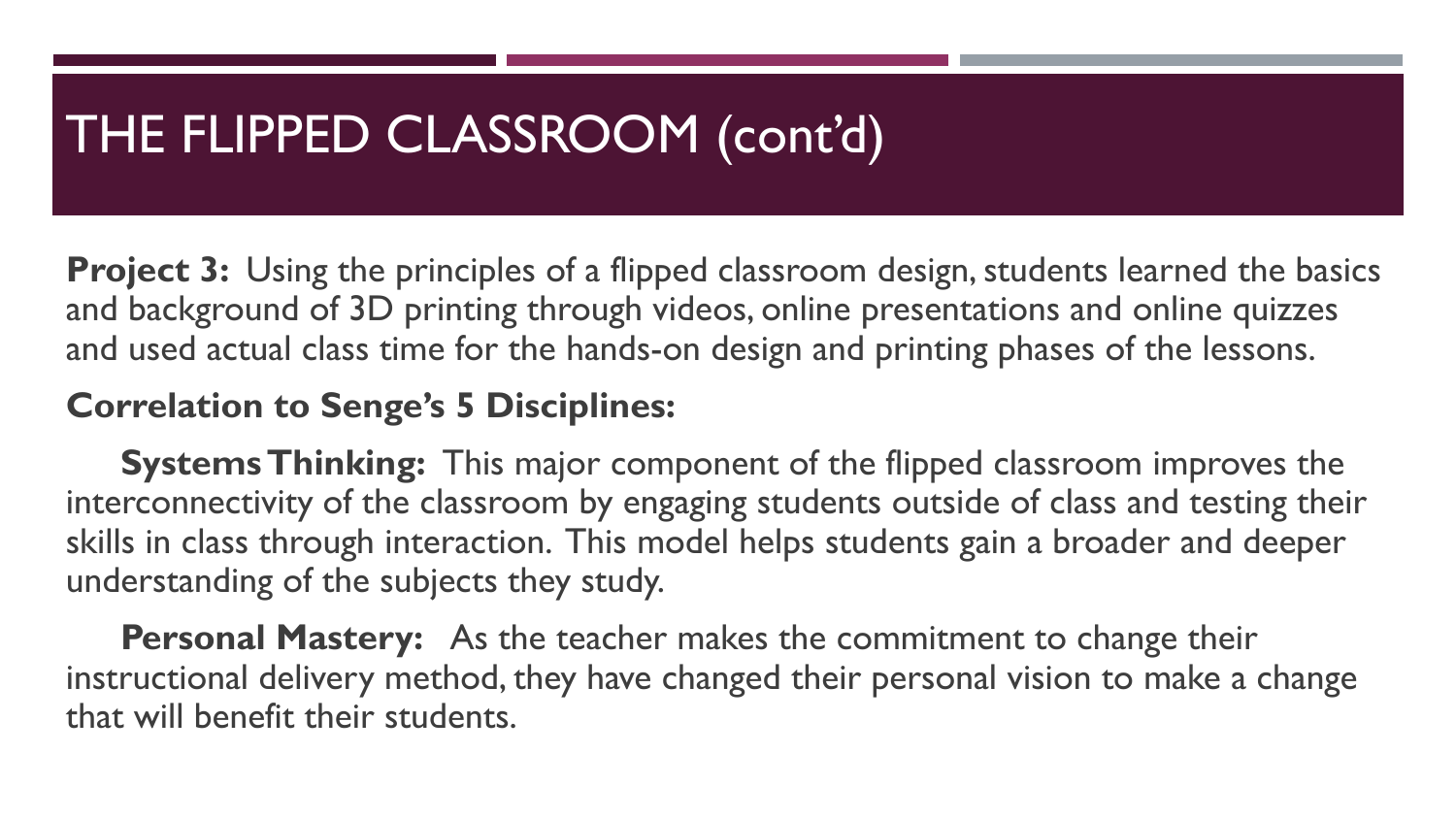# THE FLIPPED CLASSROOM (cont'd)

**Project 3:** Using the principles of a flipped classroom design, students learned the basics and background of 3D printing through videos, online presentations and online quizzes and used actual class time for the hands-on design and printing phases of the lessons.

**Correlation to Senge's 5 Disciplines:**

**Systems Thinking:** This major component of the flipped classroom improves the interconnectivity of the classroom by engaging students outside of class and testing their skills in class through interaction. This model helps students gain a broader and deeper understanding of the subjects they study.

**Personal Mastery:** As the teacher makes the commitment to change their instructional delivery method, they have changed their personal vision to make a change that will benefit their students.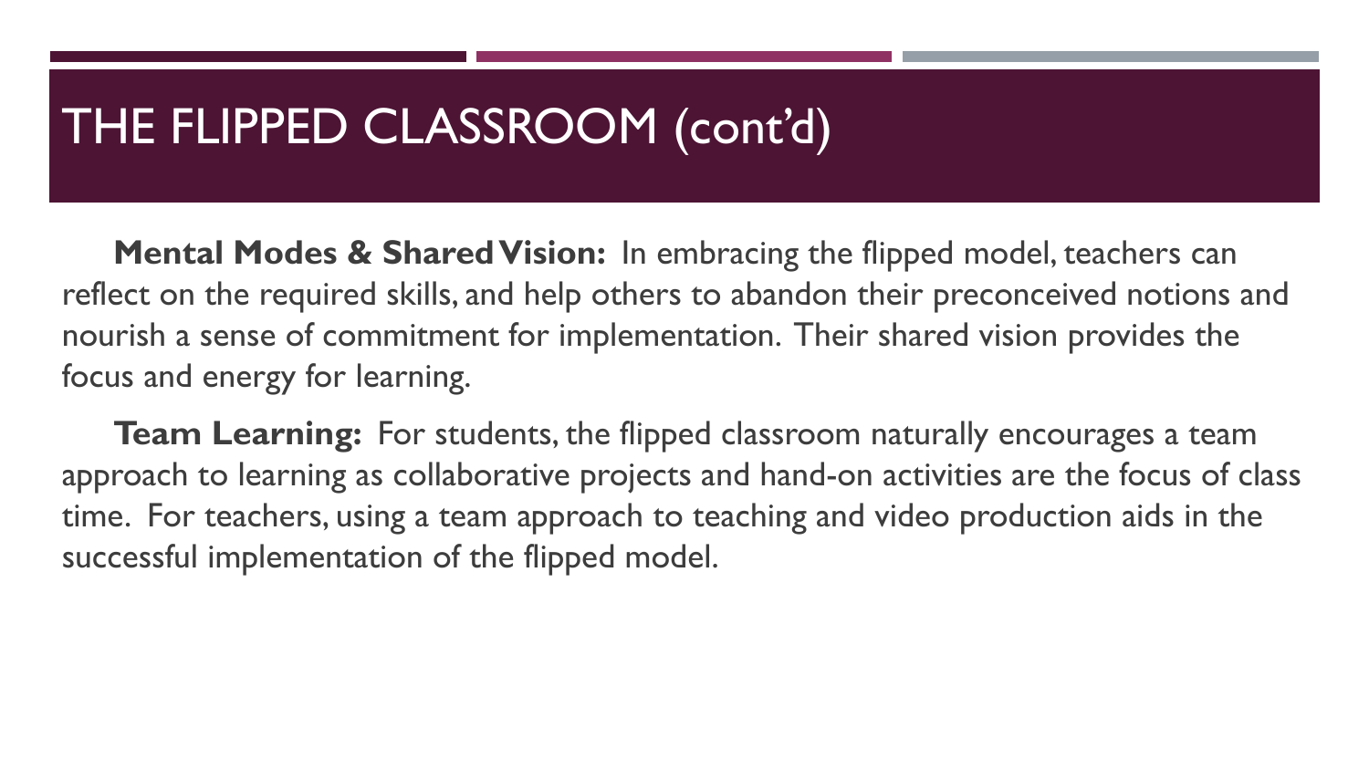# THE FLIPPED CLASSROOM (cont'd)

**Mental Modes & Shared Vision:** In embracing the flipped model, teachers can reflect on the required skills, and help others to abandon their preconceived notions and nourish a sense of commitment for implementation. Their shared vision provides the focus and energy for learning.

**Team Learning:** For students, the flipped classroom naturally encourages a team approach to learning as collaborative projects and hand-on activities are the focus of class time. For teachers, using a team approach to teaching and video production aids in the successful implementation of the flipped model.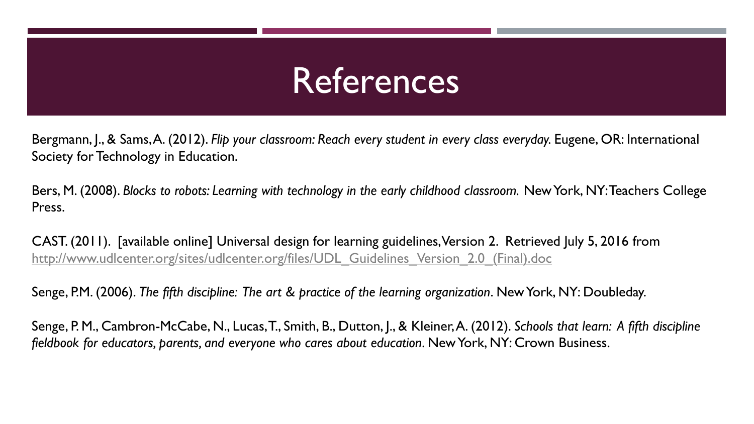# References

Bergmann, J., & Sams, A. (2012). *Flip your classroom: Reach every student in every class everyday.* Eugene, OR: International Society for Technology in Education.

Bers, M. (2008). *Blocks to robots: Learning with technology in the early childhood classroom.* New York, NY: Teachers College Press.

CAST. (2011). [available online] Universal design for learning guidelines, Version 2. Retrieved July 5, 2016 from http://www.udlcenter.org/sites/udlcenter.org/files/UDL_Guidelines_Version_2.0_(Final).doc

Senge, P.M. (2006). *The fifth discipline: The art & practice of the learning organization*. New York, NY: Doubleday.

Senge, P. M., Cambron-McCabe, N., Lucas, T., Smith, B., Dutton, J., & Kleiner, A. (2012). *Schools that learn: A fifth discipline fieldbook for educators, parents, and everyone who cares about education*. New York, NY: Crown Business.